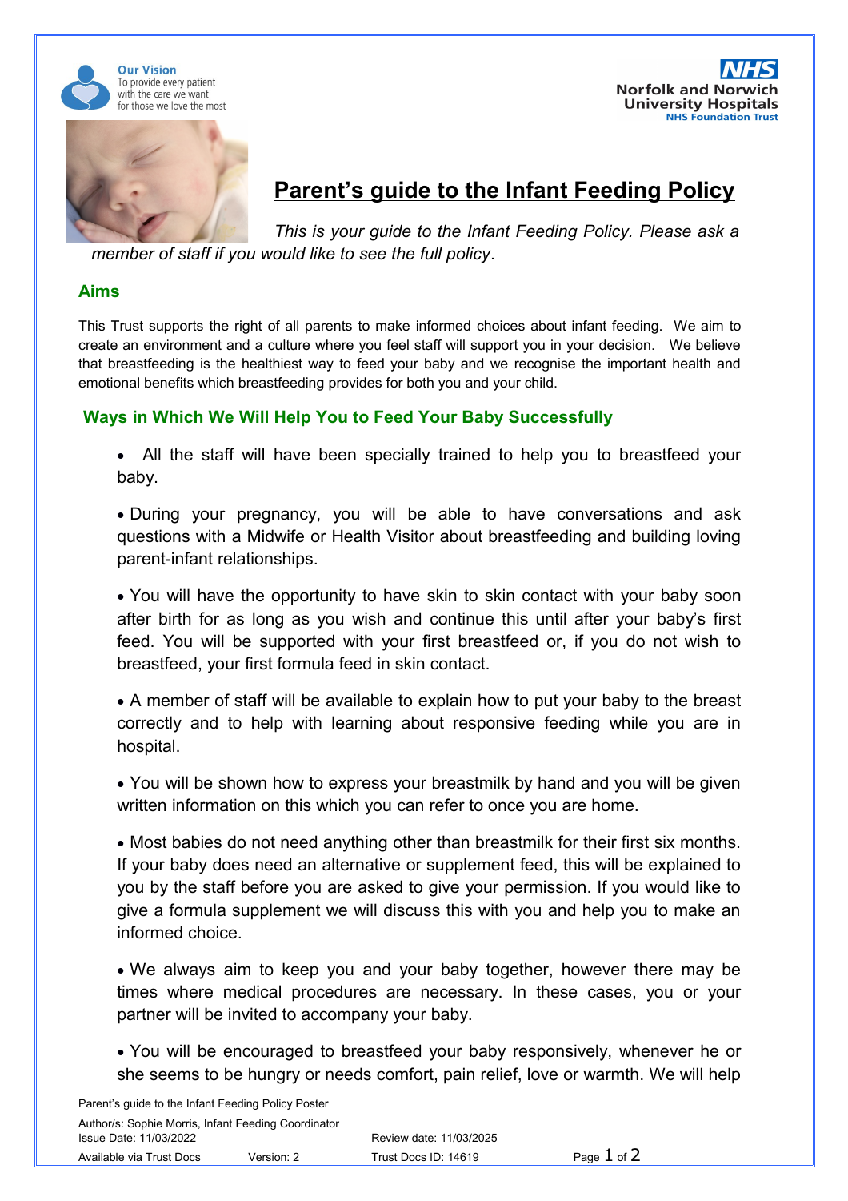Our Vision
To provide every patient with the care we want for those we love the most

NHS
Norfolk and Norwich University Hospitals
NHS Foundation Trust

# Parent's guide to the Infant Feeding Policy

*This is your guide to the Infant Feeding Policy. Please ask a member of staff if you would like to see the full policy.*

## Aims

This Trust supports the right of all parents to make informed choices about infant feeding. We aim to create an environment and a culture where you feel staff will support you in your decision. We believe that breastfeeding is the healthiest way to feed your baby and we recognise the important health and emotional benefits which breastfeeding provides for both you and your child.

## Ways in Which We Will Help You to Feed Your Baby Successfully

- All the staff will have been specially trained to help you to breastfeed your baby.

- During your pregnancy, you will be able to have conversations and ask questions with a Midwife or Health Visitor about breastfeeding and building loving parent-infant relationships.

- You will have the opportunity to have skin to skin contact with your baby soon after birth for as long as you wish and continue this until after your baby's first feed. You will be supported with your first breastfeed or, if you do not wish to breastfeed, your first formula feed in skin contact.

- A member of staff will be available to explain how to put your baby to the breast correctly and to help with learning about responsive feeding while you are in hospital.

- You will be shown how to express your breastmilk by hand and you will be given written information on this which you can refer to once you are home.

- Most babies do not need anything other than breastmilk for their first six months. If your baby does need an alternative or supplement feed, this will be explained to you by the staff before you are asked to give your permission. If you would like to give a formula supplement we will discuss this with you and help you to make an informed choice.

- We always aim to keep you and your baby together, however there may be times where medical procedures are necessary. In these cases, you or your partner will be invited to accompany your baby.

- You will be encouraged to breastfeed your baby responsively, whenever he or she seems to be hungry or needs comfort, pain relief, love or warmth. We will help

Parent's guide to the Infant Feeding Policy Poster
Author/s: Sophie Morris, Infant Feeding Coordinator
Issue Date: 11/03/2022 Review date: 11/03/2025
Available via Trust Docs Version: 2 Trust Docs ID: 14619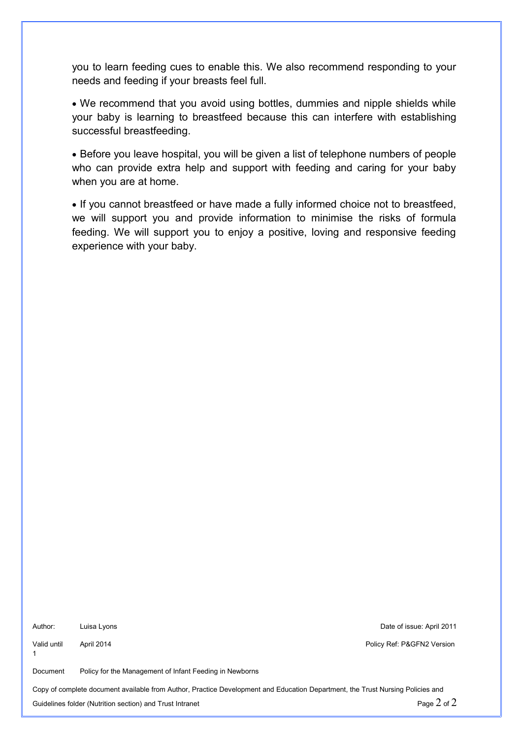you to learn feeding cues to enable this. We also recommend responding to your needs and feeding if your breasts feel full.

- We recommend that you avoid using bottles, dummies and nipple shields while your baby is learning to breastfeed because this can interfere with establishing successful breastfeeding.

- Before you leave hospital, you will be given a list of telephone numbers of people who can provide extra help and support with feeding and caring for your baby when you are at home.

- If you cannot breastfeed or have made a fully informed choice not to breastfeed, we will support you and provide information to minimise the risks of formula feeding. We will support you to enjoy a positive, loving and responsive feeding experience with your baby.